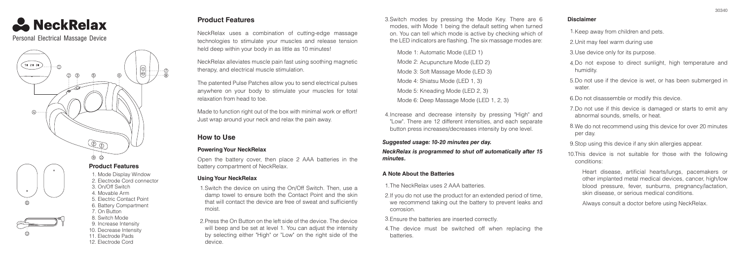# NeckRelax

Personal Electrical Massage Device

## Product Features

1. Mode Display Window
2. Electrode Cord connector
3. On/Off Switch
4. Movable Arm
5. Electric Contact Point
6. Battery Compartment
7. On Button
8. Switch Mode
9. Increase Intensity
10. Decrease Intensity
11. Electrode Pads
12. Electrode Cord

## Product Features

NeckRelax uses a combination of cutting-edge massage technologies to stimulate your muscles and release tension held deep within your body in as little as 10 minutes!

NeckRelax alleviates muscle pain fast using soothing magnetic therapy, and electrical muscle stimulation.

The patented Pulse Patches allow you to send electrical pulses anywhere on your body to stimulate your muscles for total relaxation from head to toe.

Made to function right out of the box with minimal work or effort! Just wrap around your neck and relax the pain away.

## How to Use

### Powering Your NeckRelax

Open the battery cover, then place 2 AAA batteries in the battery compartment of NeckRelax.

### Using Your NeckRelax

1. Switch the device on using the On/Off Switch. Then, use a damp towel to ensure both the Contact Point and the skin that will contact the device are free of sweat and sufficiently moist.
2. Press the On Button on the left side of the device. The device will beep and be set at level 1. You can adjust the intensity by selecting either "High" or "Low" on the right side of the device.
3. Switch modes by pressing the Mode Key. There are 6 modes, with Mode 1 being the default setting when turned on. You can tell which mode is active by checking which of the LED indicators are flashing. The six massage modes are:

   Mode 1: Automatic Mode (LED 1)
   Mode 2: Acupuncture Mode (LED 2)
   Mode 3: Soft Massage Mode (LED 3)
   Mode 4: Shiatsu Mode (LED 1, 3)
   Mode 5: Kneading Mode (LED 2, 3)
   Mode 6: Deep Massage Mode (LED 1, 2, 3)

4. Increase and decrease intensity by pressing "High" and "Low". There are 12 different intensities, and each separate button press increases/decreases intensity by one level.

***Suggested usage: 10-20 minutes per day.***

***NeckRelax is programmed to shut off automatically after 15 minutes.***

### A Note About the Batteries

1. The NeckRelax uses 2 AAA batteries.
2. If you do not use the product for an extended period of time, we recommend taking out the battery to prevent leaks and corrosion.
3. Ensure the batteries are inserted correctly.
4. The device must be switched off when replacing the batteries.

### Disclaimer

1. Keep away from children and pets.
2. Unit may feel warm during use
3. Use device only for its purpose.
4. Do not expose to direct sunlight, high temperature and humidity.
5. Do not use if the device is wet, or has been submerged in water.
6. Do not disassemble or modify this device.
7. Do not use if this device is damaged or starts to emit any abnormal sounds, smells, or heat.
8. We do not recommend using this device for over 20 minutes per day.
9. Stop using this device if any skin allergies appear.
10. This device is not suitable for those with the following conditions:

    Heart disease, artificial hearts/lungs, pacemakers or other implanted metal medical devices, cancer, high/low blood pressure, fever, sunburns, pregnancy/lactation, skin disease, or serious medical conditions.

    Always consult a doctor before using NeckRelax.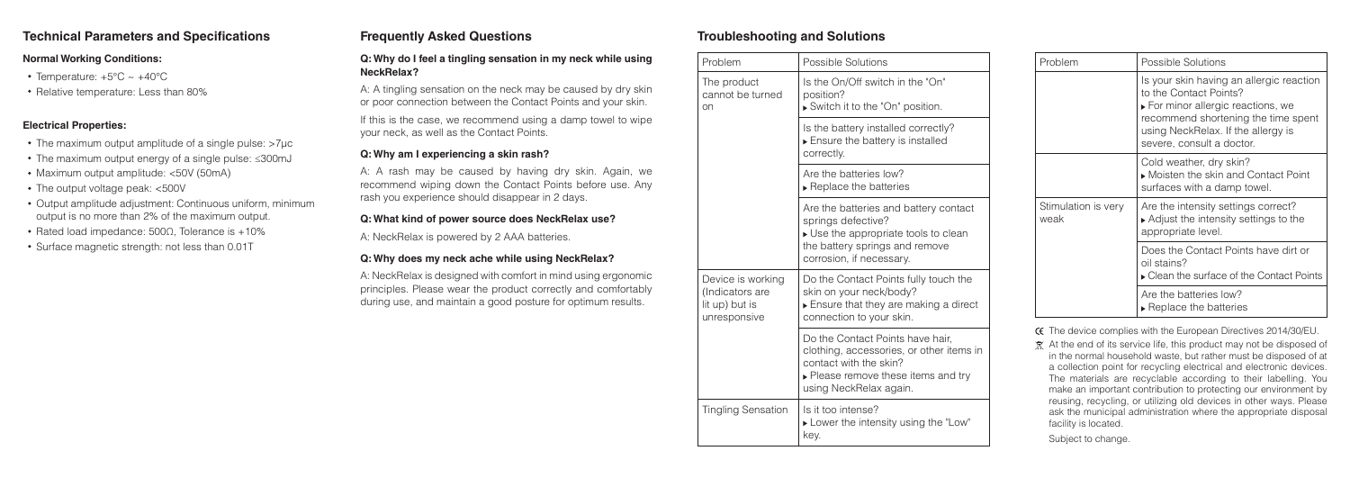## Technical Parameters and Specifications

### Normal Working Conditions:

- Temperature: +5°C ~ +40°C
- Relative temperature: Less than 80%

### Electrical Properties:

- The maximum output amplitude of a single pulse: >7μc
- The maximum output energy of a single pulse: ≤300mJ
- Maximum output amplitude: <50V (50mA)
- The output voltage peak: <500V
- Output amplitude adjustment: Continuous uniform, minimum output is no more than 2% of the maximum output.
- Rated load impedance: 500Ω, Tolerance is +10%
- Surface magnetic strength: not less than 0.01T

## Frequently Asked Questions

**Q: Why do I feel a tingling sensation in my neck while using NeckRelax?**

A: A tingling sensation on the neck may be caused by dry skin or poor connection between the Contact Points and your skin.

If this is the case, we recommend using a damp towel to wipe your neck, as well as the Contact Points.

**Q: Why am I experiencing a skin rash?**

A: A rash may be caused by having dry skin. Again, we recommend wiping down the Contact Points before use. Any rash you experience should disappear in 2 days.

**Q: What kind of power source does NeckRelax use?**

A: NeckRelax is powered by 2 AAA batteries.

**Q: Why does my neck ache while using NeckRelax?**

A: NeckRelax is designed with comfort in mind using ergonomic principles. Please wear the product correctly and comfortably during use, and maintain a good posture for optimum results.

## Troubleshooting and Solutions

| Problem | Possible Solutions |
|---|---|
| The product cannot be turned on | Is the On/Off switch in the "On" position? ▸ Switch it to the "On" position. |
| | Is the battery installed correctly? ▸ Ensure the battery is installed correctly. |
| | Are the batteries low? ▸ Replace the batteries |
| | Are the batteries and battery contact springs defective? ▸ Use the appropriate tools to clean the battery springs and remove corrosion, if necessary. |
| Device is working (Indicators are lit up) but is unresponsive | Do the Contact Points fully touch the skin on your neck/body? ▸ Ensure that they are making a direct connection to your skin. |
| | Do the Contact Points have hair, clothing, accessories, or other items in contact with the skin? ▸ Please remove these items and try using NeckRelax again. |
| Tingling Sensation | Is it too intense? ▸ Lower the intensity using the "Low" key. |
| | Is your skin having an allergic reaction to the Contact Points? ▸ For minor allergic reactions, we recommend shortening the time spent using NeckRelax. If the allergy is severe, consult a doctor. |
| | Cold weather, dry skin? ▸ Moisten the skin and Contact Point surfaces with a damp towel. |
| Stimulation is very weak | Are the intensity settings correct? ▸ Adjust the intensity settings to the appropriate level. |
| | Does the Contact Points have dirt or oil stains? ▸ Clean the surface of the Contact Points |
| | Are the batteries low? ▸ Replace the batteries |

CE The device complies with the European Directives 2014/30/EU.

At the end of its service life, this product may not be disposed of in the normal household waste, but rather must be disposed of at a collection point for recycling electrical and electronic devices. The materials are recyclable according to their labelling. You make an important contribution to protecting our environment by reusing, recycling, or utilizing old devices in other ways. Please ask the municipal administration where the appropriate disposal facility is located.

Subject to change.